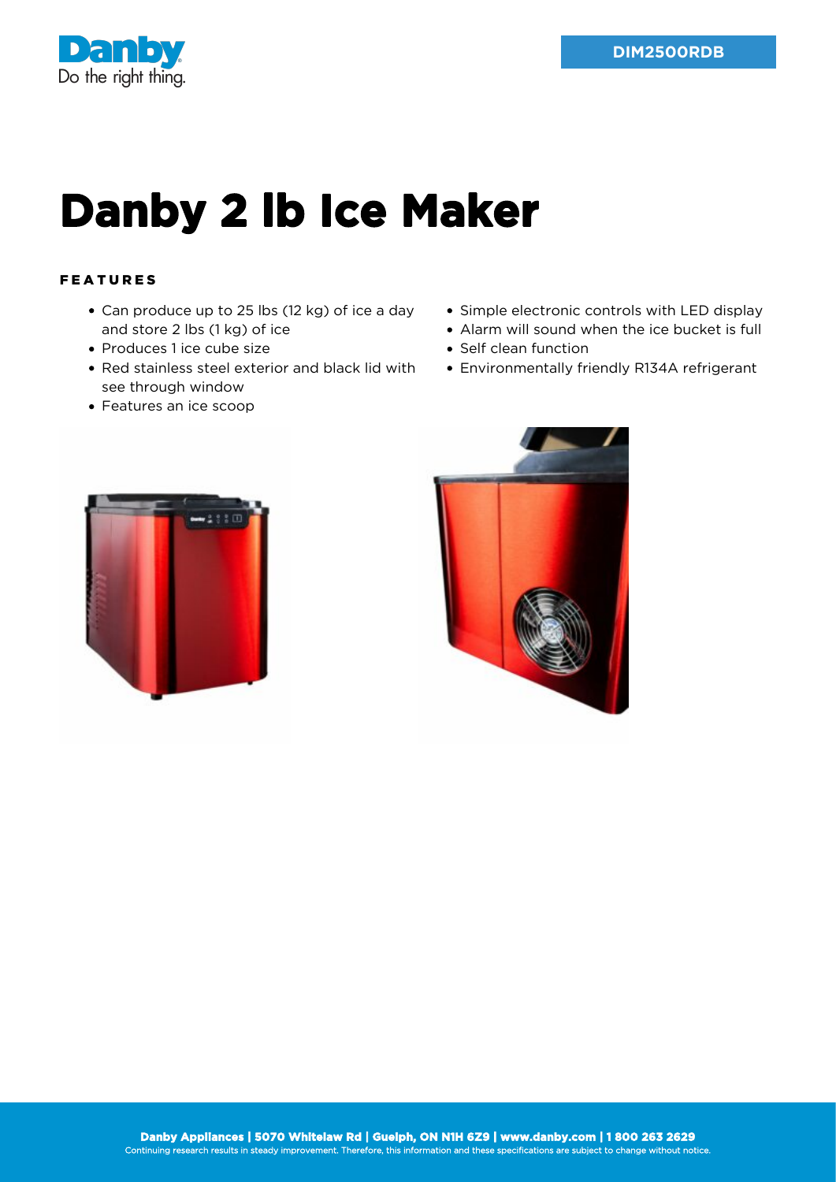Danby
Do the right thing.

DIM2500RDB

# Danby 2 lb Ice Maker

## FEATURES

- Can produce up to 25 lbs (12 kg) of ice a day and store 2 lbs (1 kg) of ice
- Produces 1 ice cube size
- Red stainless steel exterior and black lid with see through window
- Features an ice scoop
- Simple electronic controls with LED display
- Alarm will sound when the ice bucket is full
- Self clean function
- Environmentally friendly R134A refrigerant

**Danby Appliances | 5070 Whitelaw Rd | Guelph, ON N1H 6Z9 | www.danby.com | 1 800 263 2629**
Continuing research results in steady improvement. Therefore, this information and these specifications are subject to change without notice.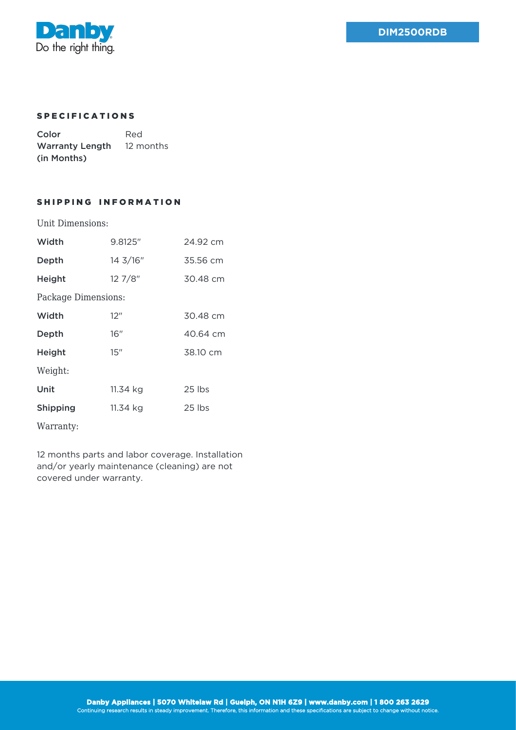Danby
Do the right thing.

**DIM2500RDB**

## SPECIFICATIONS

| | |
|---|---|
| **Color** | Red |
| **Warranty Length (in Months)** | 12 months |

## SHIPPING INFORMATION

Unit Dimensions:

| | | |
|---|---|---|
| **Width** | 9.8125" | 24.92 cm |
| **Depth** | 14 3/16" | 35.56 cm |
| **Height** | 12 7/8" | 30.48 cm |

Package Dimensions:

| | | |
|---|---|---|
| **Width** | 12" | 30.48 cm |
| **Depth** | 16" | 40.64 cm |
| **Height** | 15" | 38.10 cm |

Weight:

| | | |
|---|---|---|
| **Unit** | 11.34 kg | 25 lbs |
| **Shipping** | 11.34 kg | 25 lbs |

Warranty:

12 months parts and labor coverage. Installation and/or yearly maintenance (cleaning) are not covered under warranty.

**Danby Appliances | 5070 Whitelaw Rd | Guelph, ON N1H 6Z9 | www.danby.com | 1 800 263 2629**
Continuing research results in steady improvement. Therefore, this information and these specifications are subject to change without notice.